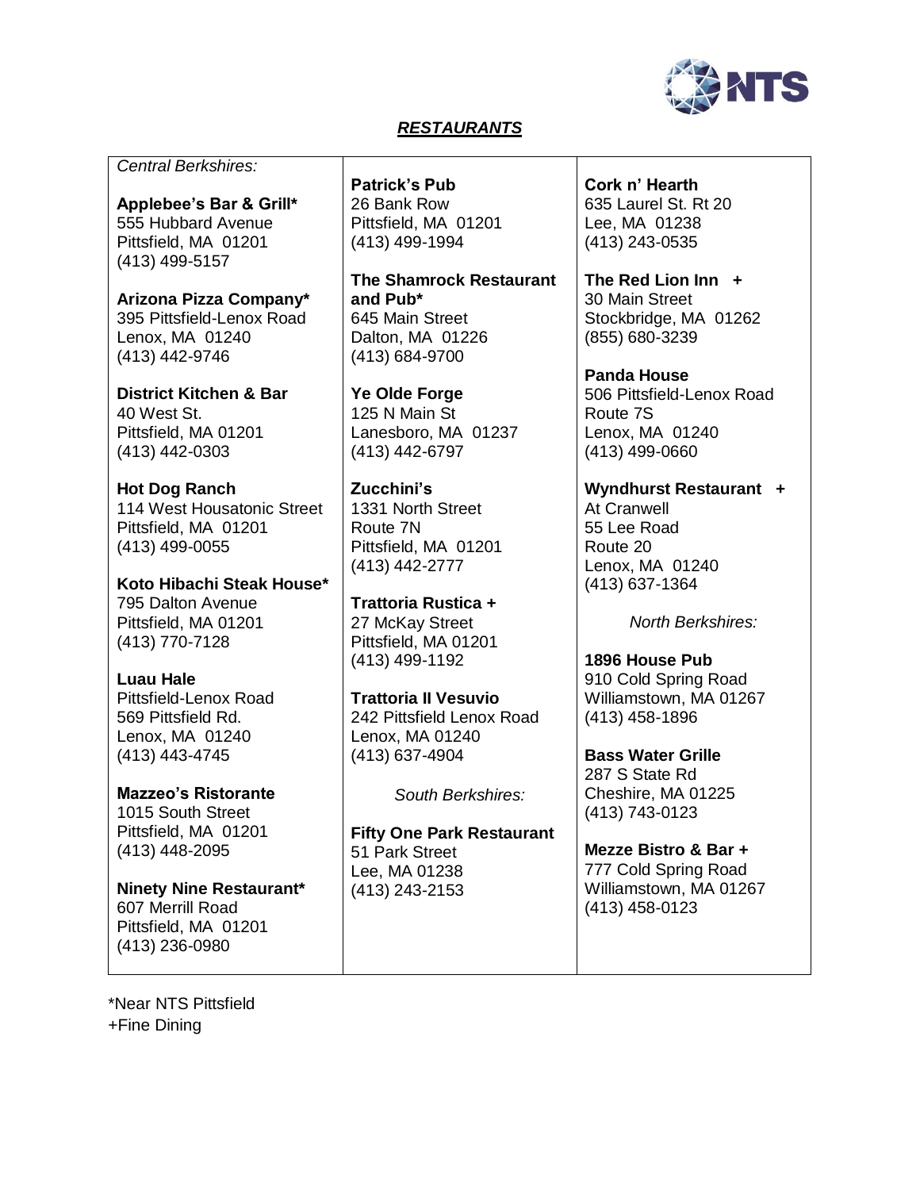## *RESTAURANTS*

*Central Berkshires:*

**Applebee's Bar & Grill***
555 Hubbard Avenue
Pittsfield, MA 01201
(413) 499-5157

**Arizona Pizza Company***
395 Pittsfield-Lenox Road
Lenox, MA 01240
(413) 442-9746

**District Kitchen & Bar**
40 West St.
Pittsfield, MA 01201
(413) 442-0303

**Hot Dog Ranch**
114 West Housatonic Street
Pittsfield, MA 01201
(413) 499-0055

**Koto Hibachi Steak House***
795 Dalton Avenue
Pittsfield, MA 01201
(413) 770-7128

**Luau Hale**
Pittsfield-Lenox Road
569 Pittsfield Rd.
Lenox, MA 01240
(413) 443-4745

**Mazzeo's Ristorante**
1015 South Street
Pittsfield, MA 01201
(413) 448-2095

**Ninety Nine Restaurant***
607 Merrill Road
Pittsfield, MA 01201
(413) 236-0980

**Patrick's Pub**
26 Bank Row
Pittsfield, MA 01201
(413) 499-1994

**The Shamrock Restaurant and Pub***
645 Main Street
Dalton, MA 01226
(413) 684-9700

**Ye Olde Forge**
125 N Main St
Lanesboro, MA 01237
(413) 442-6797

**Zucchini's**
1331 North Street
Route 7N
Pittsfield, MA 01201
(413) 442-2777

**Trattoria Rustica +**
27 McKay Street
Pittsfield, MA 01201
(413) 499-1192

**Trattoria Il Vesuvio**
242 Pittsfield Lenox Road
Lenox, MA 01240
(413) 637-4904

*South Berkshires:*

**Fifty One Park Restaurant**
51 Park Street
Lee, MA 01238
(413) 243-2153

**Cork n' Hearth**
635 Laurel St. Rt 20
Lee, MA 01238
(413) 243-0535

**The Red Lion Inn +**
30 Main Street
Stockbridge, MA 01262
(855) 680-3239

**Panda House**
506 Pittsfield-Lenox Road
Route 7S
Lenox, MA 01240
(413) 499-0660

**Wyndhurst Restaurant +**
At Cranwell
55 Lee Road
Route 20
Lenox, MA 01240
(413) 637-1364

*North Berkshires:*

**1896 House Pub**
910 Cold Spring Road
Williamstown, MA 01267
(413) 458-1896

**Bass Water Grille**
287 S State Rd
Cheshire, MA 01225
(413) 743-0123

**Mezze Bistro & Bar +**
777 Cold Spring Road
Williamstown, MA 01267
(413) 458-0123

*Near NTS Pittsfield
+Fine Dining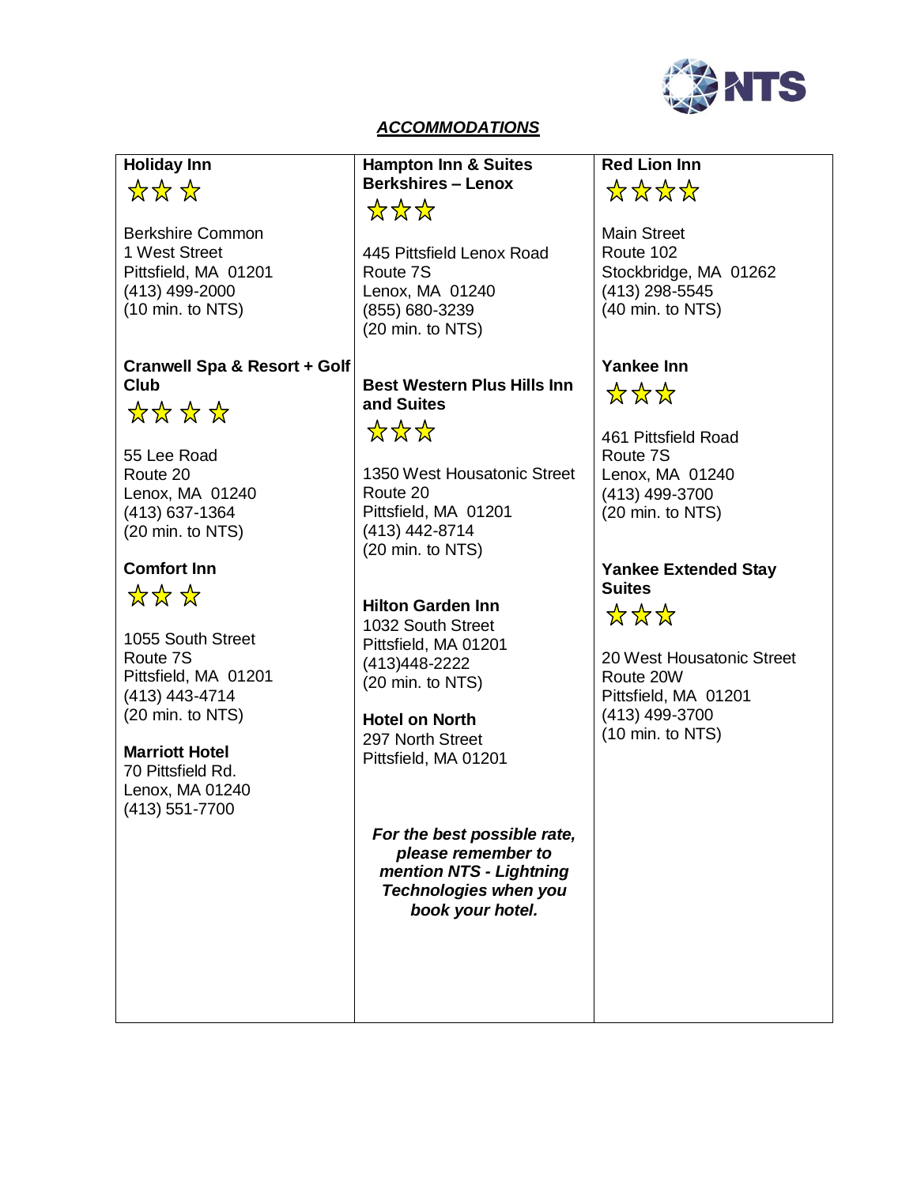## *ACCOMMODATIONS*

**Holiday Inn**
☆☆☆

Berkshire Common
1 West Street
Pittsfield, MA 01201
(413) 499-2000
(10 min. to NTS)

**Cranwell Spa & Resort + Golf Club**
☆☆☆☆

55 Lee Road
Route 20
Lenox, MA 01240
(413) 637-1364
(20 min. to NTS)

**Comfort Inn**
☆☆☆

1055 South Street
Route 7S
Pittsfield, MA 01201
(413) 443-4714
(20 min. to NTS)

**Marriott Hotel**
70 Pittsfield Rd.
Lenox, MA 01240
(413) 551-7700

**Hampton Inn & Suites Berkshires – Lenox**
☆☆☆

445 Pittsfield Lenox Road
Route 7S
Lenox, MA 01240
(855) 680-3239
(20 min. to NTS)

**Best Western Plus Hills Inn and Suites**
☆☆☆

1350 West Housatonic Street
Route 20
Pittsfield, MA 01201
(413) 442-8714
(20 min. to NTS)

**Hilton Garden Inn**
1032 South Street
Pittsfield, MA 01201
(413)448-2222
(20 min. to NTS)

**Hotel on North**
297 North Street
Pittsfield, MA 01201

***For the best possible rate, please remember to mention NTS - Lightning Technologies when you book your hotel.***

**Red Lion Inn**
☆☆☆☆

Main Street
Route 102
Stockbridge, MA 01262
(413) 298-5545
(40 min. to NTS)

**Yankee Inn**
☆☆☆

461 Pittsfield Road
Route 7S
Lenox, MA 01240
(413) 499-3700
(20 min. to NTS)

**Yankee Extended Stay Suites**
☆☆☆

20 West Housatonic Street
Route 20W
Pittsfield, MA 01201
(413) 499-3700
(10 min. to NTS)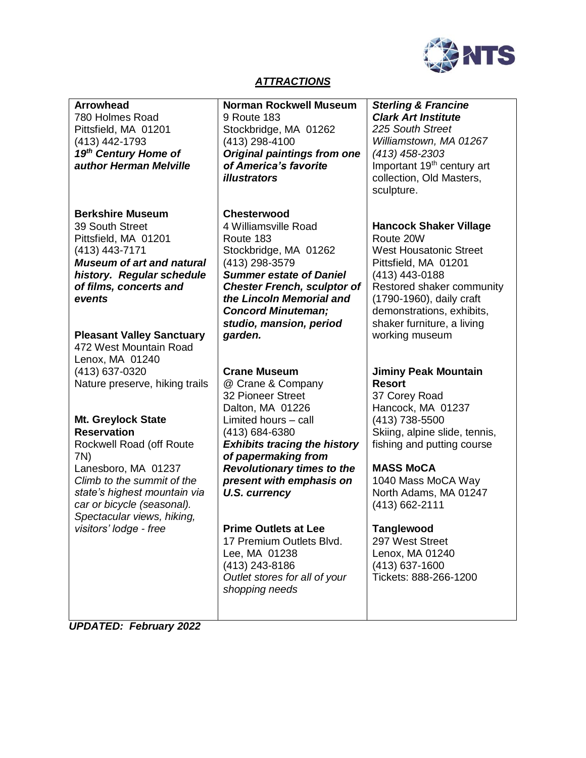## *ATTRACTIONS*

**Arrowhead**
780 Holmes Road
Pittsfield, MA 01201
(413) 442-1793
***19th Century Home of author Herman Melville***

**Berkshire Museum**
39 South Street
Pittsfield, MA 01201
(413) 443-7171
***Museum of art and natural history. Regular schedule of films, concerts and events***

**Pleasant Valley Sanctuary**
472 West Mountain Road
Lenox, MA 01240
(413) 637-0320
Nature preserve, hiking trails

**Mt. Greylock State Reservation**
Rockwell Road (off Route 7N)
Lanesboro, MA 01237
*Climb to the summit of the state's highest mountain via car or bicycle (seasonal). Spectacular views, hiking, visitors' lodge - free*

**Norman Rockwell Museum**
9 Route 183
Stockbridge, MA 01262
(413) 298-4100
***Original paintings from one of America's favorite illustrators***

**Chesterwood**
4 Williamsville Road
Route 183
Stockbridge, MA 01262
(413) 298-3579
***Summer estate of Daniel Chester French, sculptor of the Lincoln Memorial and Concord Minuteman; studio, mansion, period garden.***

**Crane Museum**
@ Crane & Company
32 Pioneer Street
Dalton, MA 01226
Limited hours – call
(413) 684-6380
***Exhibits tracing the history of papermaking from Revolutionary times to the present with emphasis on U.S. currency***

**Prime Outlets at Lee**
17 Premium Outlets Blvd.
Lee, MA 01238
(413) 243-8186
*Outlet stores for all of your shopping needs*

***Sterling & Francine Clark Art Institute***
*225 South Street*
*Williamstown, MA 01267*
*(413) 458-2303*
Important 19th century art collection, Old Masters, sculpture.

**Hancock Shaker Village**
Route 20W
West Housatonic Street
Pittsfield, MA 01201
(413) 443-0188
Restored shaker community (1790-1960), daily craft demonstrations, exhibits, shaker furniture, a living working museum

**Jiminy Peak Mountain Resort**
37 Corey Road
Hancock, MA 01237
(413) 738-5500
Skiing, alpine slide, tennis, fishing and putting course

**MASS MoCA**
1040 Mass MoCA Way
North Adams, MA 01247
(413) 662-2111

**Tanglewood**
297 West Street
Lenox, MA 01240
(413) 637-1600
Tickets: 888-266-1200

***UPDATED: February 2022***